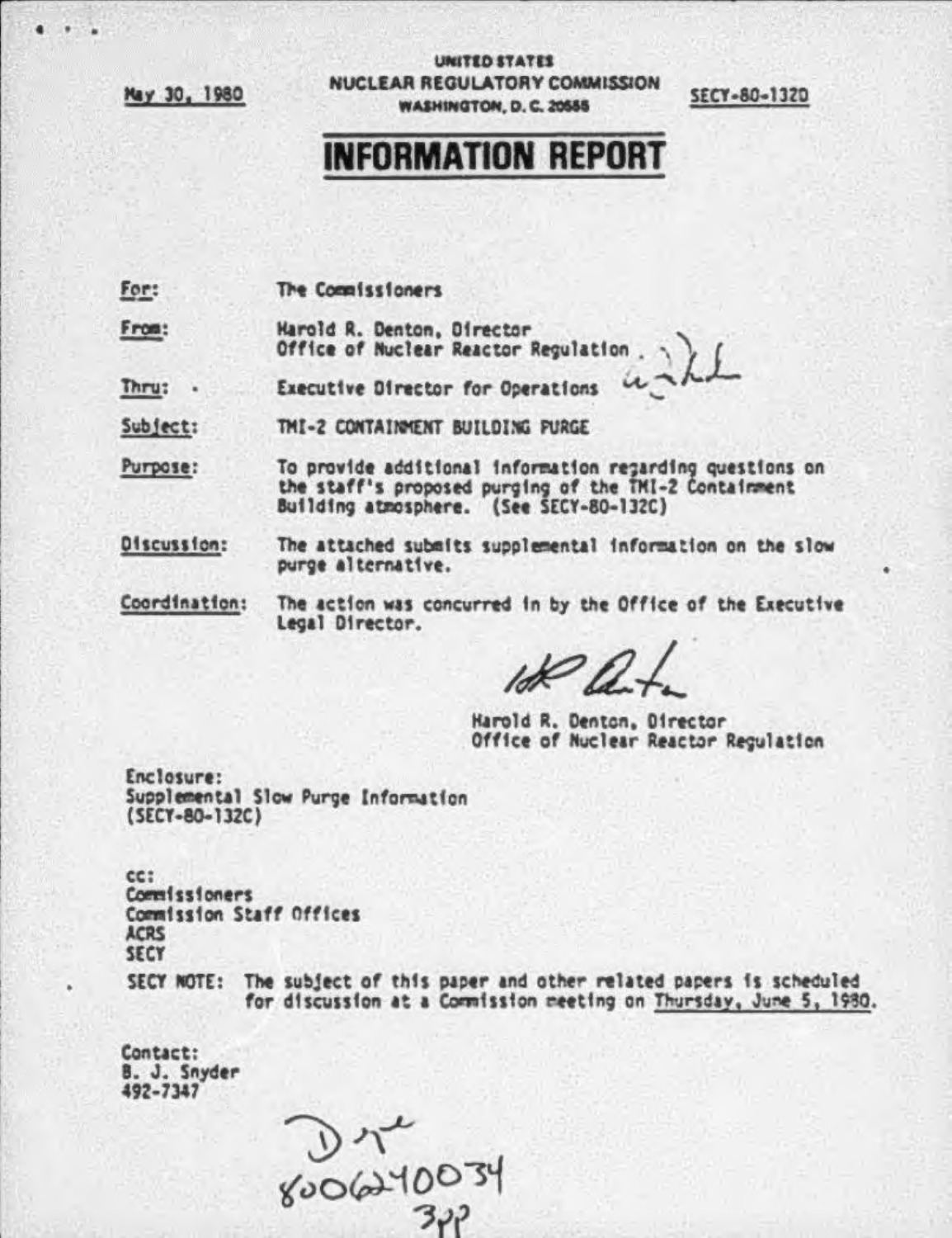May 30, 1980

UNITED STATES
NUCLEAR REGULATORY COMMISSION
WASHINGTON, D.C. 20555

SECY-80-132D

# INFORMATION REPORT

For: The Commissioners

From: Harold R. Denton, Director
Office of Nuclear Reactor Regulation

Thru: Executive Director for Operations

Subject: TMI-2 CONTAINMENT BUILDING PURGE

Purpose: To provide additional information regarding questions on the staff's proposed purging of the TMI-2 Containment Building atmosphere. (See SECY-80-132C)

Discussion: The attached submits supplemental information on the slow purge alternative.

Coordination: The action was concurred in by the Office of the Executive Legal Director.

Harold R. Denton, Director
Office of Nuclear Reactor Regulation

Enclosure:
Supplemental Slow Purge Information
(SECY-80-132C)

cc:
Commissioners
Commission Staff Offices
ACRS
SECY

SECY NOTE: The subject of this paper and other related papers is scheduled for discussion at a Commission meeting on Thursday, June 5, 1980.

Contact:
B. J. Snyder
492-7347

8006240034
3pp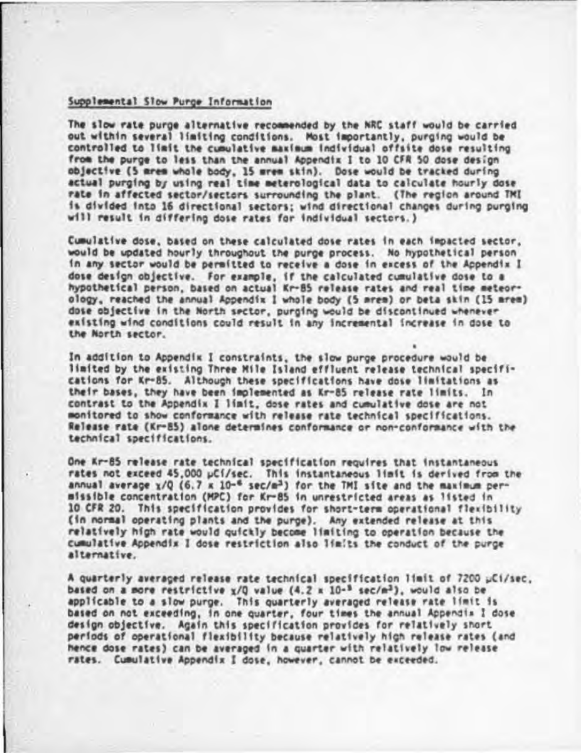## Supplemental Slow Purge Information

The slow rate purge alternative recommended by the NRC staff would be carried out within several limiting conditions. Most importantly, purging would be controlled to limit the cumulative maximum individual offsite dose resulting from the purge to less than the annual Appendix I to 10 CFR 50 dose design objective (5 mrem whole body, 15 mrem skin). Dose would be tracked during actual purging by using real time meterological data to calculate hourly dose rate in affected sector/sectors surrounding the plant. (The region around TMI is divided into 16 directional sectors; wind directional changes during purging will result in differing dose rates for individual sectors.)

Cumulative dose, based on these calculated dose rates in each impacted sector, would be updated hourly throughout the purge process. No hypothetical person in any sector would be permitted to receive a dose in excess of the Appendix I dose design objective. For example, if the calculated cumulative dose to a hypothetical person, based on actual Kr-85 release rates and real time meteorology, reached the annual Appendix I whole body (5 mrem) or beta skin (15 mrem) dose objective in the North sector, purging would be discontinued whenever existing wind conditions could result in any incremental increase in dose to the North sector.

In addition to Appendix I constraints, the slow purge procedure would be limited by the existing Three Mile Island effluent release technical specifications for Kr-85. Although these specifications have dose limitations as their bases, they have been implemented as Kr-85 release rate limits. In contrast to the Appendix I limit, dose rates and cumulative dose are not monitored to show conformance with release rate technical specifications. Release rate (Kr-85) alone determines conformance or non-conformance with the technical specifications.

One Kr-85 release rate technical specification requires that instantaneous rates not exceed 45,000 μCi/sec. This instantaneous limit is derived from the annual average $\chi/Q$ ($6.7 \times 10^{-6}$ sec/m$^3$) for the TMI site and the maximum permissible concentration (MPC) for Kr-85 in unrestricted areas as listed in 10 CFR 20. This specification provides for short-term operational flexibility (in normal operating plants and the purge). Any extended release at this relatively high rate would quickly become limiting to operation because the cumulative Appendix I dose restriction also limits the conduct of the purge alternative.

A quarterly averaged release rate technical specification limit of 7200 μCi/sec, based on a more restrictive $\chi/Q$ value ($4.2 \times 10^{-5}$ sec/m$^3$), would also be applicable to a slow purge. This quarterly averaged release rate limit is based on not exceeding, in one quarter, four times the annual Appendix I dose design objective. Again this specification provides for relatively short periods of operational flexibility because relatively high release rates (and hence dose rates) can be averaged in a quarter with relatively low release rates. Cumulative Appendix I dose, however, cannot be exceeded.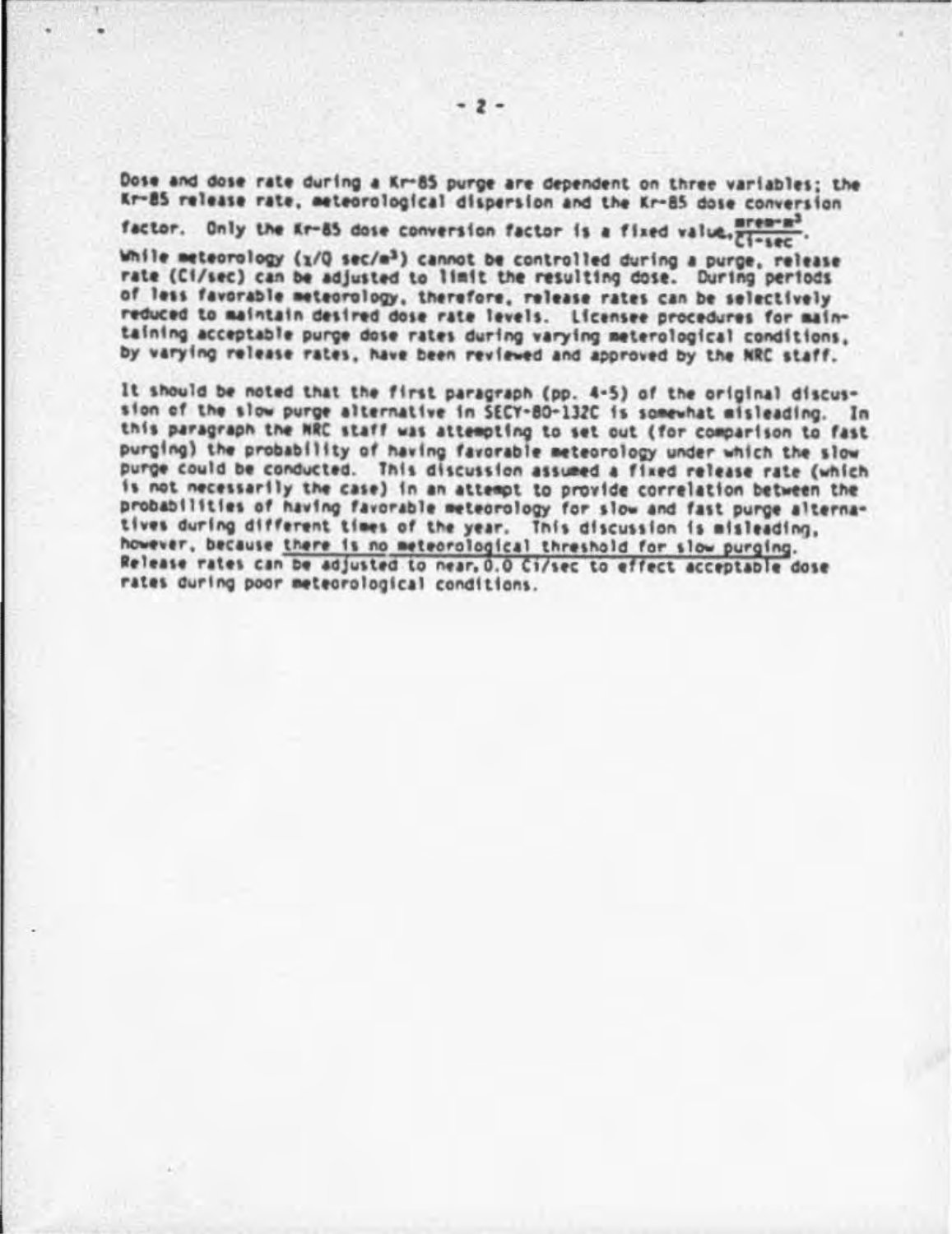Dose and dose rate during a Kr-85 purge are dependent on three variables; the Kr-85 release rate, meteorological dispersion and the Kr-85 dose conversion factor. Only the Kr-85 dose conversion factor is a fixed value, $\frac{\text{mrem-m}^3}{\text{Ci-sec}}$. While meteorology ($\chi/Q$ sec/m$^3$) cannot be controlled during a purge, release rate (Ci/sec) can be adjusted to limit the resulting dose. During periods of less favorable meteorology, therefore, release rates can be selectively reduced to maintain desired dose rate levels. Licensee procedures for maintaining acceptable purge dose rates during varying meterological conditions, by varying release rates, have been reviewed and approved by the NRC staff.

It should be noted that the first paragraph (pp. 4-5) of the original discussion of the slow purge alternative in SECY-80-132C is somewhat misleading. In this paragraph the NRC staff was attempting to set out (for comparison to fast purging) the probability of having favorable meteorology under which the slow purge could be conducted. This discussion assumed a fixed release rate (which is not necessarily the case) in an attempt to provide correlation between the probabilities of having favorable meteorology for slow and fast purge alternatives during different times of the year. This discussion is misleading, however, because <u>there is no meteorological threshold for slow purging</u>. Release rates can be adjusted to near 0.0 Ci/sec to effect acceptable dose rates during poor meteorological conditions.